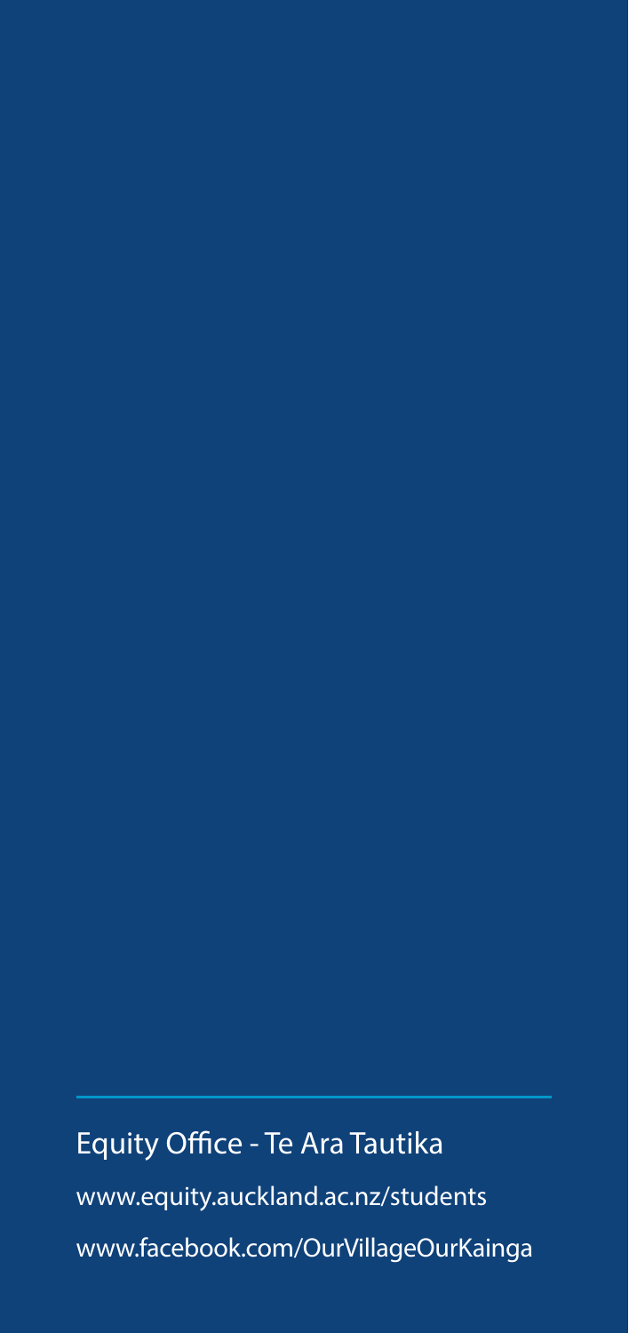Equity Office - Te Ara Tautika

www.equity.auckland.ac.nz/students

www.facebook.com/OurVillageOurKainga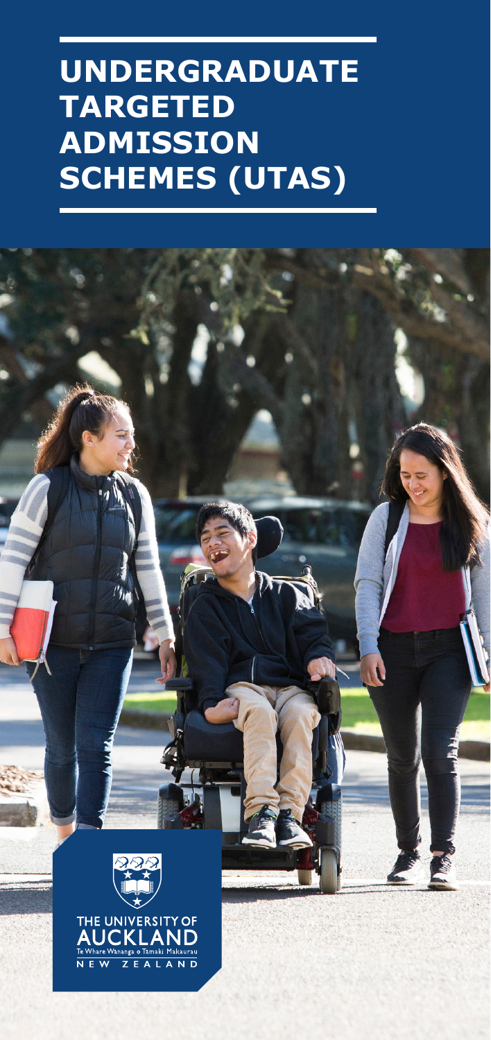# UNDERGRADUATE TARGETED ADMISSION SCHEMES (UTAS)

THE UNIVERSITY OF AUCKLAND

Te Whare Wānanga o Tāmaki Makaurau

NEW ZEALAND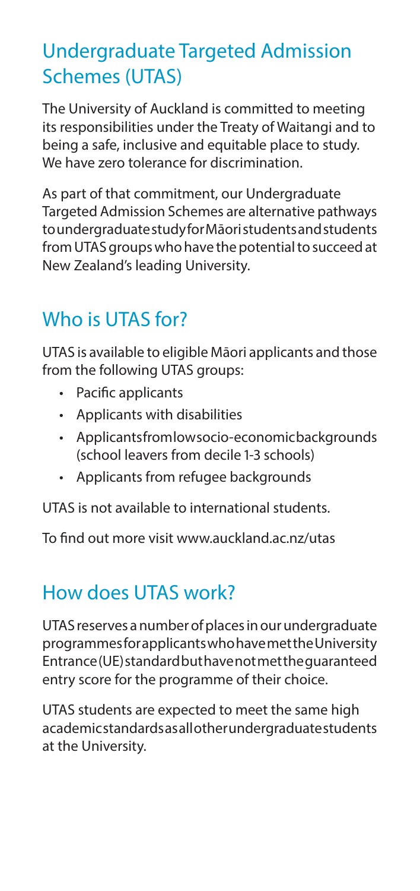## Undergraduate Targeted Admission Schemes (UTAS)

The University of Auckland is committed to meeting its responsibilities under the Treaty of Waitangi and to being a safe, inclusive and equitable place to study. We have zero tolerance for discrimination.

As part of that commitment, our Undergraduate Targeted Admission Schemes are alternative pathways to undergraduate study for Māori students and students from UTAS groups who have the potential to succeed at New Zealand's leading University.

## Who is UTAS for?

UTAS is available to eligible Māori applicants and those from the following UTAS groups:

- Pacific applicants
- Applicants with disabilities
- Applicants from low socio-economic backgrounds (school leavers from decile 1-3 schools)
- Applicants from refugee backgrounds

UTAS is not available to international students.

To find out more visit www.auckland.ac.nz/utas

## How does UTAS work?

UTAS reserves a number of places in our undergraduate programmes for applicants who have met the University Entrance (UE) standard but have not met the guaranteed entry score for the programme of their choice.

UTAS students are expected to meet the same high academic standards as all other undergraduate students at the University.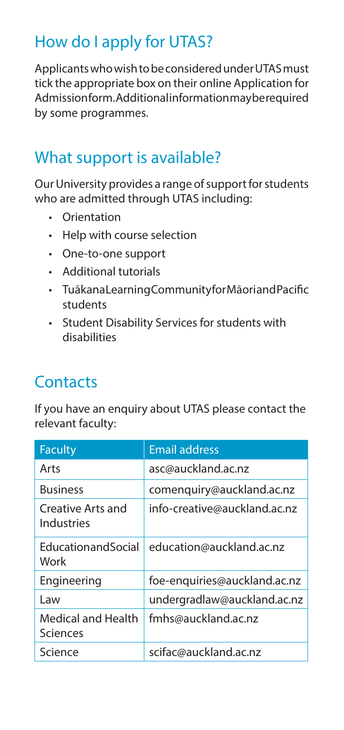## How do I apply for UTAS?

Applicants who wish to be considered under UTAS must tick the appropriate box on their online Application for Admission form. Additional information may be required by some programmes.

## What support is available?

Our University provides a range of support for students who are admitted through UTAS including:

- Orientation
- Help with course selection
- One-to-one support
- Additional tutorials
- Tuākana Learning Community for Māori and Pacific students
- Student Disability Services for students with disabilities

## Contacts

If you have an enquiry about UTAS please contact the relevant faculty:

| Faculty | Email address |
| --- | --- |
| Arts | asc@auckland.ac.nz |
| Business | comenquiry@auckland.ac.nz |
| Creative Arts and Industries | info-creative@auckland.ac.nz |
| Education and Social Work | education@auckland.ac.nz |
| Engineering | foe-enquiries@auckland.ac.nz |
| Law | undergradlaw@auckland.ac.nz |
| Medical and Health Sciences | fmhs@auckland.ac.nz |
| Science | scifac@auckland.ac.nz |